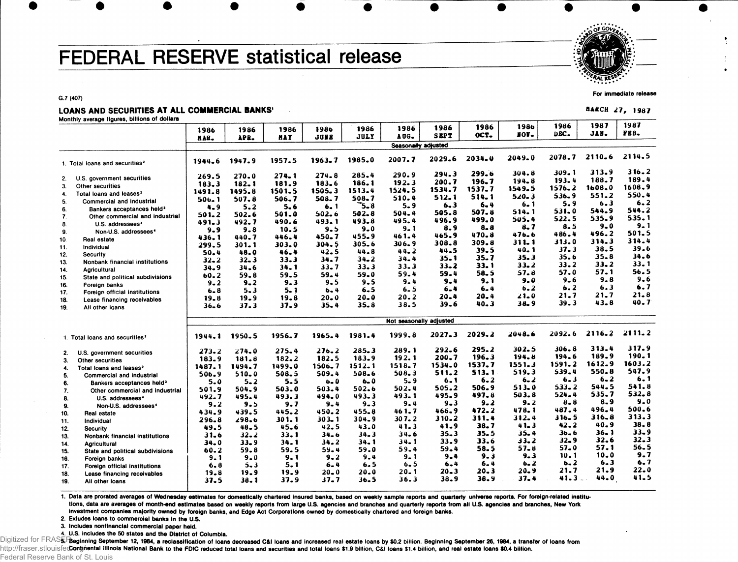# FEDERAL RESERVE statistical release

G.7 (407)

For immediate release

MARCH 27, 1987

## LOANS AND SECURITIES AT ALL COMMERCIAL BANKS[1]

Monthly average figures, billions of dollars

| | 1986 MAR. | 1986 APR. | 1986 MAY | 1986 JUNE | 1986 JULY | 1986 AUG. | 1986 SEPT | 1986 OCT. | 1986 NOV. | 1986 DEC. | 1987 JAN. | 1987 FEB. |
|---|---|---|---|---|---|---|---|---|---|---|---|---|
| | | | | | | Seasonally adjusted | | | | | | |
| 1. Total loans and securities[2] | 1944.6 | 1947.9 | 1957.5 | 1963.7 | 1985.0 | 2007.7 | 2029.6 | 2034.0 | 2049.0 | 2078.7 | 2110.6 | 2114.5 |
| 2. U.S. government securities | 269.5 | 270.0 | 274.1 | 274.8 | 285.4 | 290.9 | 294.3 | 299.6 | 304.8 | 309.1 | 313.9 | 316.2 |
| 3. Other securities | 183.3 | 182.1 | 181.9 | 183.6 | 186.1 | 192.3 | 200.7 | 196.7 | 194.8 | 193.4 | 188.7 | 189.4 |
| 4. Total loans and leases[2] | 1491.8 | 1495.8 | 1501.5 | 1505.3 | 1513.4 | 1524.5 | 1534.7 | 1537.7 | 1549.5 | 1576.2 | 1608.0 | 1608.9 |
| 5. Commercial and industrial | 506.1 | 507.8 | 506.7 | 508.7 | 508.7 | 510.4 | 512.1 | 514.1 | 520.3 | 536.9 | 551.2 | 550.4 |
| 6. Bankers acceptances held[3] | 4.9 | 5.2 | 5.6 | 6.1 | 5.8 | 5.9 | 6.3 | 6.4 | 6.1 | 5.9 | 6.3 | 6.2 |
| 7. Other commercial and industrial | 501.2 | 502.6 | 501.0 | 502.6 | 502.8 | 504.4 | 505.8 | 507.8 | 514.1 | 531.0 | 544.9 | 544.2 |
| 8. U.S. addressees[4] | 491.3 | 492.7 | 490.6 | 493.1 | 493.8 | 495.4 | 496.9 | 499.0 | 505.4 | 522.5 | 535.9 | 535.1 |
| 9. Non-U.S. addressees[4] | 9.9 | 9.8 | 10.5 | 9.5 | 9.0 | 9.1 | 8.9 | 8.8 | 8.7 | 8.5 | 9.0 | 9.1 |
| 10. Real estate | 436.1 | 440.7 | 446.4 | 450.7 | 455.9 | 461.4 | 465.9 | 470.8 | 476.6 | 486.4 | 496.2 | 501.5 |
| 11. Individual | 299.5 | 301.1 | 303.0 | 304.5 | 305.6 | 306.9 | 308.8 | 309.8 | 311.1 | 313.0 | 314.3 | 314.4 |
| 12. Security | 50.4 | 48.0 | 46.4 | 42.5 | 44.8 | 44.2 | 44.5 | 39.5 | 40.1 | 37.3 | 38.5 | 39.6 |
| 13. Nonbank financial institutions | 32.2 | 32.3 | 33.3 | 34.7 | 34.2 | 34.4 | 35.1 | 35.7 | 35.3 | 35.6 | 35.8 | 34.6 |
| 14. Agricultural | 34.9 | 34.6 | 34.1 | 33.7 | 33.3 | 33.3 | 33.2 | 33.1 | 33.2 | 33.2 | 33.2 | 33.1 |
| 15. State and political subdivisions | 60.2 | 59.8 | 59.5 | 59.4 | 59.0 | 59.4 | 59.4 | 58.5 | 57.8 | 57.0 | 57.1 | 56.5 |
| 16. Foreign banks | 9.2 | 9.2 | 9.3 | 9.5 | 9.5 | 9.4 | 9.4 | 9.1 | 9.0 | 9.6 | 9.8 | 9.6 |
| 17. Foreign official institutions | 6.8 | 5.3 | 5.1 | 6.4 | 6.5 | 6.5 | 6.4 | 6.4 | 6.2 | 6.2 | 6.3 | 6.7 |
| 18. Lease financing receivables | 19.8 | 19.9 | 19.8 | 20.0 | 20.0 | 20.2 | 20.4 | 20.4 | 21.0 | 21.7 | 21.7 | 21.8 |
| 19. All other loans | 36.6 | 37.3 | 37.9 | 35.4 | 35.8 | 38.5 | 39.6 | 40.3 | 38.9 | 39.3 | 43.8 | 40.7 |
| | | | | | | Not seasonally adjusted | | | | | | |
| 1. Total loans and securities[2] | 1944.1 | 1950.5 | 1956.7 | 1965.4 | 1981.4 | 1999.8 | 2027.3 | 2029.2 | 2048.6 | 2092.6 | 2116.2 | 2111.2 |
| 2. U.S. government securities | 273.2 | 274.0 | 275.4 | 276.2 | 285.3 | 289.1 | 292.6 | 295.2 | 302.5 | 306.8 | 313.4 | 317.9 |
| 3. Other securities | 183.9 | 181.8 | 182.2 | 182.5 | 183.9 | 192.1 | 200.7 | 196.3 | 194.8 | 194.6 | 189.9 | 190.1 |
| 4. Total loans and leases[2] | 1487.1 | 1494.7 | 1499.0 | 1506.7 | 1512.1 | 1518.7 | 1534.0 | 1537.7 | 1551.3 | 1591.2 | 1612.9 | 1603.2 |
| 5. Commercial and industrial | 506.9 | 510.0 | 508.5 | 509.4 | 508.6 | 508.3 | 511.2 | 513.1 | 519.3 | 539.4 | 550.8 | 547.9 |
| 6. Bankers acceptances held[3] | 5.0 | 5.2 | 5.5 | 6.0 | 6.0 | 5.9 | 6.1 | 6.2 | 6.2 | 6.3 | 6.2 | 6.1 |
| 7. Other commercial and industrial | 501.9 | 504.9 | 503.0 | 503.4 | 502.6 | 502.4 | 505.2 | 506.9 | 513.0 | 533.2 | 544.5 | 541.8 |
| 8. U.S. addressees[4] | 492.7 | 495.4 | 493.3 | 494.0 | 493.3 | 493.1 | 495.9 | 497.8 | 503.8 | 524.4 | 535.7 | 532.8 |
| 9. Non-U.S. addressees[4] | 9.2 | 9.5 | 9.7 | 9.4 | 9.3 | 9.4 | 9.3 | 9.2 | 9.2 | 8.8 | 8.9 | 9.0 |
| 10. Real estate | 434.9 | 439.5 | 445.2 | 450.2 | 455.8 | 461.7 | 466.9 | 472.2 | 478.1 | 487.4 | 496.4 | 500.6 |
| 11. Individual | 296.8 | 298.6 | 301.1 | 303.1 | 304.9 | 307.2 | 310.2 | 311.4 | 312.4 | 316.5 | 316.8 | 313.3 |
| 12. Security | 49.5 | 48.5 | 45.6 | 42.5 | 43.0 | 41.3 | 41.9 | 38.7 | 41.3 | 42.2 | 40.9 | 38.8 |
| 13. Nonbank financial institutions | 31.6 | 32.2 | 33.1 | 34.6 | 34.3 | 34.6 | 35.3 | 35.5 | 35.4 | 36.6 | 36.1 | 33.9 |
| 14. Agricultural | 34.0 | 33.9 | 34.1 | 34.2 | 34.1 | 34.1 | 33.9 | 33.6 | 33.2 | 32.9 | 32.6 | 32.3 |
| 15. State and political subdivisions | 60.2 | 59.8 | 59.5 | 59.4 | 59.0 | 59.4 | 59.4 | 58.5 | 57.8 | 57.0 | 57.1 | 56.5 |
| 16. Foreign banks | 9.1 | 9.0 | 9.1 | 9.2 | 9.4 | 9.1 | 9.4 | 9.3 | 9.3 | 10.1 | 10.0 | 9.7 |
| 17. Foreign official institutions | 6.8 | 5.3 | 5.1 | 6.4 | 6.5 | 6.5 | 6.4 | 6.4 | 6.2 | 6.2 | 6.3 | 6.7 |
| 18. Lease financing receivables | 19.8 | 19.9 | 19.9 | 20.0 | 20.0 | 20.1 | 20.3 | 20.3 | 20.9 | 21.7 | 21.9 | 22.0 |
| 19. All other loans | 37.5 | 38.1 | 37.9 | 37.7 | 36.5 | 36.3 | 38.9 | 38.9 | 37.4 | 41.3 | 44.0 | 41.5 |

1. Data are prorated averages of Wednesday estimates for domestically chartered insured banks, based on weekly sample reports and quarterly universe reports. For foreign-related institutions, data are averages of month-end estimates based on weekly reports from large U.S. agencies and branches and quarterly reports from all U.S. agencies and branches, New York investment companies majority owned by foreign banks, and Edge Act Corporations owned by domestically chartered and foreign banks.
2. Exludes loans to commercial banks in the U.S.
3. Includes nonfinancial commercial paper held.
4. U.S. includes the 50 states and the District of Columbia.
5. Beginning September 12, 1984, a reclassification of loans decreased C&I loans and increased real estate loans by $0.2 billion. Beginning September 26, 1984, a transfer of loans from Continental Illinois National Bank to the FDIC reduced total loans and securities and total loans $1.9 billion, C&I loans $1.4 billion, and real estate loans $0.4 billion.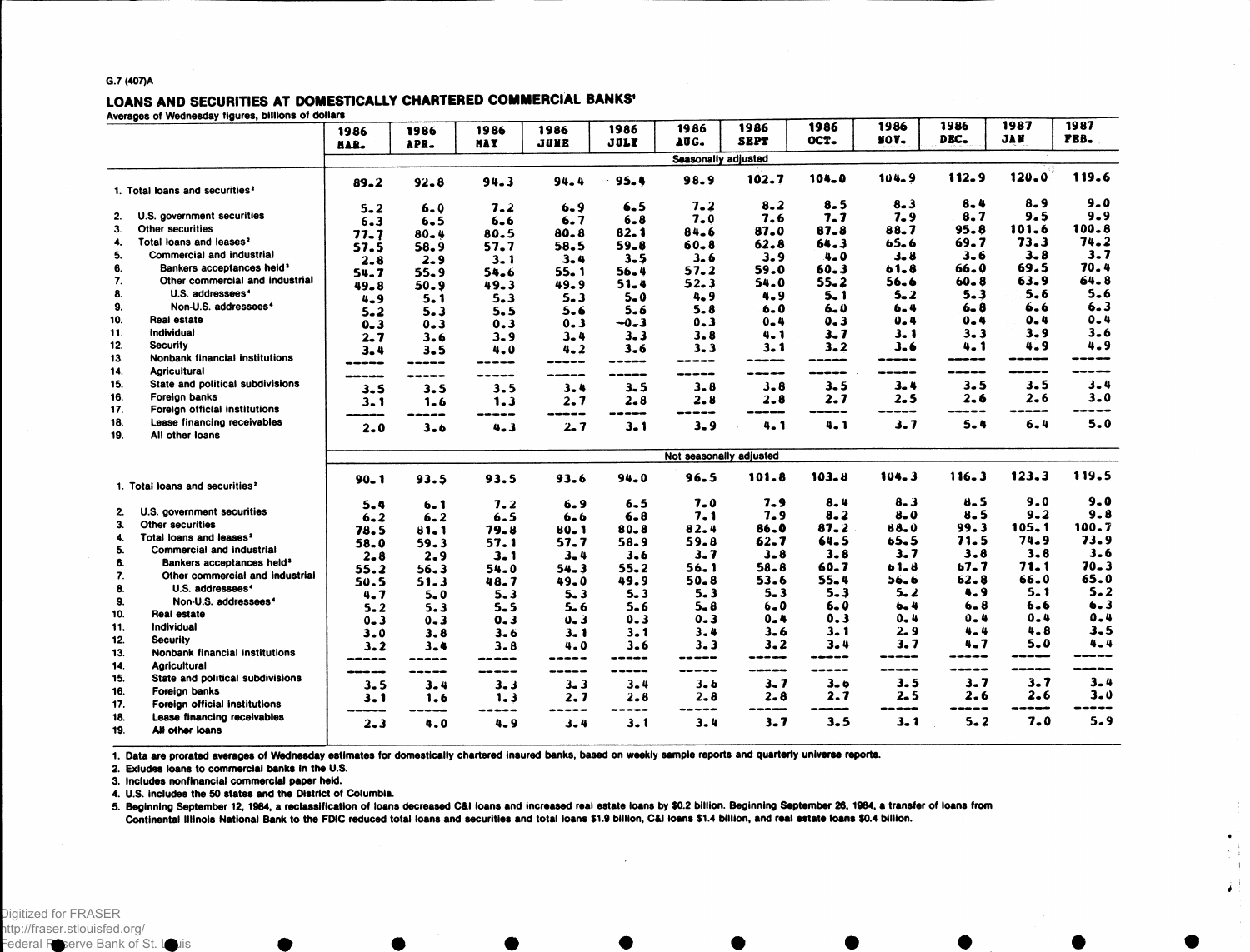G.7 (407)A

## LOANS AND SECURITIES AT DOMESTICALLY CHARTERED COMMERCIAL BANKS[1]

Averages of Wednesday figures, billions of dollars

| | 1986 MAR. | 1986 APR. | 1986 MAY | 1986 JUNE | 1986 JULY | 1986 AUG. | 1986 SEPT | 1986 OCT. | 1986 NOV. | 1986 DEC. | 1987 JAN | 1987 FEB. |
|---|---|---|---|---|---|---|---|---|---|---|---|---|
| **Seasonally adjusted** | | | | | | | | | | | | |
| 1. Total loans and securities[2] | 89.2 | 92.8 | 94.3 | 94.4 | 95.4 | 98.9 | 102.7 | 104.0 | 104.9 | 112.9 | 120.0 | 119.6 |
| 2. U.S. government securities | 5.2 | 6.0 | 7.2 | 6.9 | 6.5 | 7.2 | 8.2 | 8.5 | 8.3 | 8.4 | 8.9 | 9.0 |
| 3. Other securities | 6.3 | 6.5 | 6.6 | 6.7 | 6.8 | 7.0 | 7.6 | 7.7 | 7.9 | 8.7 | 9.5 | 9.9 |
| 4. Total loans and leases[2] | 77.7 | 80.4 | 80.5 | 80.8 | 82.1 | 84.6 | 87.0 | 87.8 | 88.7 | 95.8 | 101.6 | 100.8 |
| 5. Commercial and industrial | 57.5 | 58.9 | 57.7 | 58.5 | 59.8 | 60.8 | 62.8 | 64.3 | 65.6 | 69.7 | 73.3 | 74.2 |
| 6. Bankers acceptances held[3] | 2.8 | 2.9 | 3.1 | 3.4 | 3.5 | 3.6 | 3.9 | 4.0 | 3.8 | 3.6 | 3.8 | 3.7 |
| 7. Other commercial and industrial | 54.7 | 55.9 | 54.6 | 55.1 | 56.4 | 57.2 | 59.0 | 60.3 | 61.8 | 66.0 | 69.5 | 70.4 |
| 8. U.S. addressees[4] | 49.8 | 50.9 | 49.3 | 49.9 | 51.4 | 52.3 | 54.0 | 55.2 | 56.6 | 60.8 | 63.9 | 64.8 |
| 9. Non-U.S. addressees[4] | 4.9 | 5.1 | 5.3 | 5.3 | 5.0 | 4.9 | 4.9 | 5.1 | 5.2 | 5.3 | 5.6 | 5.6 |
| 10. Real estate | 5.2 | 5.3 | 5.5 | 5.6 | 5.6 | 5.8 | 6.0 | 6.0 | 6.4 | 6.8 | 6.6 | 6.3 |
| 11. Individual | 0.3 | 0.3 | 0.3 | 0.3 | -0.3 | 0.3 | 0.4 | 0.3 | 0.4 | 0.4 | 0.4 | 0.4 |
| 12. Security | 2.7 | 3.6 | 3.9 | 3.4 | 3.3 | 3.8 | 4.1 | 3.7 | 3.1 | 3.3 | 3.9 | 3.6 |
| 13. Nonbank financial institutions | 3.4 | 3.5 | 4.0 | 4.2 | 3.6 | 3.3 | 3.1 | 3.2 | 3.6 | 4.1 | 4.9 | 4.9 |
| 14. Agricultural | ----- | ----- | ----- | ----- | ----- | ----- | ----- | ----- | ----- | ----- | ----- | ----- |
| 15. State and political subdivisions | ----- | ----- | ----- | ----- | ----- | ----- | ----- | ----- | ----- | ----- | ----- | ----- |
| 16. Foreign banks | 3.5 | 3.5 | 3.5 | 3.4 | 3.5 | 3.8 | 3.8 | 3.5 | 3.4 | 3.5 | 3.5 | 3.4 |
| 17. Foreign official institutions | 3.1 | 1.6 | 1.3 | 2.7 | 2.8 | 2.8 | 2.8 | 2.7 | 2.5 | 2.6 | 2.6 | 3.0 |
| 18. Lease financing receivables | ----- | ----- | ----- | ----- | ----- | ----- | ----- | ----- | ----- | ----- | ----- | ----- |
| 19. All other loans | 2.0 | 3.6 | 4.3 | 2.7 | 3.1 | 3.9 | 4.1 | 4.1 | 3.7 | 5.4 | 6.4 | 5.0 |
| **Not seasonally adjusted** | | | | | | | | | | | | |
| 1. Total loans and securities[2] | 90.1 | 93.5 | 93.5 | 93.6 | 94.0 | 96.5 | 101.8 | 103.8 | 104.3 | 116.3 | 123.3 | 119.5 |
| 2. U.S. government securities | 5.4 | 6.1 | 7.2 | 6.9 | 6.5 | 7.0 | 7.9 | 8.4 | 8.3 | 8.5 | 9.0 | 9.0 |
| 3. Other securities | 6.2 | 6.2 | 6.5 | 6.6 | 6.8 | 7.1 | 7.9 | 8.2 | 8.0 | 8.5 | 9.2 | 9.8 |
| 4. Total loans and leases[2] | 78.5 | 81.1 | 79.8 | 80.1 | 80.8 | 82.4 | 86.0 | 87.2 | 88.0 | 99.3 | 105.1 | 100.7 |
| 5. Commercial and industrial | 58.0 | 59.3 | 57.1 | 57.7 | 58.9 | 59.8 | 62.7 | 64.5 | 65.5 | 71.5 | 74.9 | 73.9 |
| 6. Bankers acceptances held[3] | 2.8 | 2.9 | 3.1 | 3.4 | 3.6 | 3.7 | 3.8 | 3.8 | 3.7 | 3.8 | 3.8 | 3.6 |
| 7. Other commercial and industrial | 55.2 | 56.3 | 54.0 | 54.3 | 55.2 | 56.1 | 58.8 | 60.7 | 61.8 | 67.7 | 71.1 | 70.3 |
| 8. U.S. addressees[4] | 50.5 | 51.3 | 48.7 | 49.0 | 49.9 | 50.8 | 53.6 | 55.4 | 56.6 | 62.8 | 66.0 | 65.0 |
| 9. Non-U.S. addressees[4] | 4.7 | 5.0 | 5.3 | 5.3 | 5.3 | 5.3 | 5.3 | 5.3 | 5.2 | 4.9 | 5.1 | 5.2 |
| 10. Real estate | 5.2 | 5.3 | 5.5 | 5.6 | 5.6 | 5.8 | 6.0 | 6.0 | 6.4 | 6.8 | 6.6 | 6.3 |
| 11. Individual | 0.3 | 0.3 | 0.3 | 0.3 | 0.3 | 0.3 | 0.4 | 0.3 | 0.4 | 0.4 | 0.4 | 0.4 |
| 12. Security | 3.0 | 3.8 | 3.6 | 3.1 | 3.1 | 3.4 | 3.6 | 3.1 | 2.9 | 4.4 | 4.8 | 3.5 |
| 13. Nonbank financial institutions | 3.2 | 3.4 | 3.8 | 4.0 | 3.6 | 3.3 | 3.2 | 3.4 | 3.7 | 4.7 | 5.0 | 4.4 |
| 14. Agricultural | ----- | ----- | ----- | ----- | ----- | ----- | ----- | ----- | ----- | ----- | ----- | ----- |
| 15. State and political subdivisions | ----- | ----- | ----- | ----- | ----- | ----- | ----- | ----- | ----- | ----- | ----- | ----- |
| 16. Foreign banks | 3.5 | 3.4 | 3.3 | 3.3 | 3.4 | 3.6 | 3.7 | 3.6 | 3.5 | 3.7 | 3.7 | 3.4 |
| 17. Foreign official institutions | 3.1 | 1.6 | 1.3 | 2.7 | 2.8 | 2.8 | 2.8 | 2.7 | 2.5 | 2.6 | 2.6 | 3.0 |
| 18. Lease financing receivables | ----- | ----- | ----- | ----- | ----- | ----- | ----- | ----- | ----- | ----- | ----- | ----- |
| 19. All other loans | 2.3 | 4.0 | 4.9 | 3.4 | 3.1 | 3.4 | 3.7 | 3.5 | 3.1 | 5.2 | 7.0 | 5.9 |

1. Data are prorated averages of Wednesday estimates for domestically chartered insured banks, based on weekly sample reports and quarterly universe reports.
2. Exludes loans to commercial banks in the U.S.
3. Includes nonfinancial commercial paper held.
4. U.S. includes the 50 states and the District of Columbia.
5. Beginning September 12, 1984, a reclassification of loans decreased C&I loans and increased real estate loans by $0.2 billion. Beginning September 26, 1984, a transfer of loans from Continental Illinois National Bank to the FDIC reduced total loans and securities and total loans $1.9 billion, C&I loans $1.4 billion, and real estate loans $0.4 billion.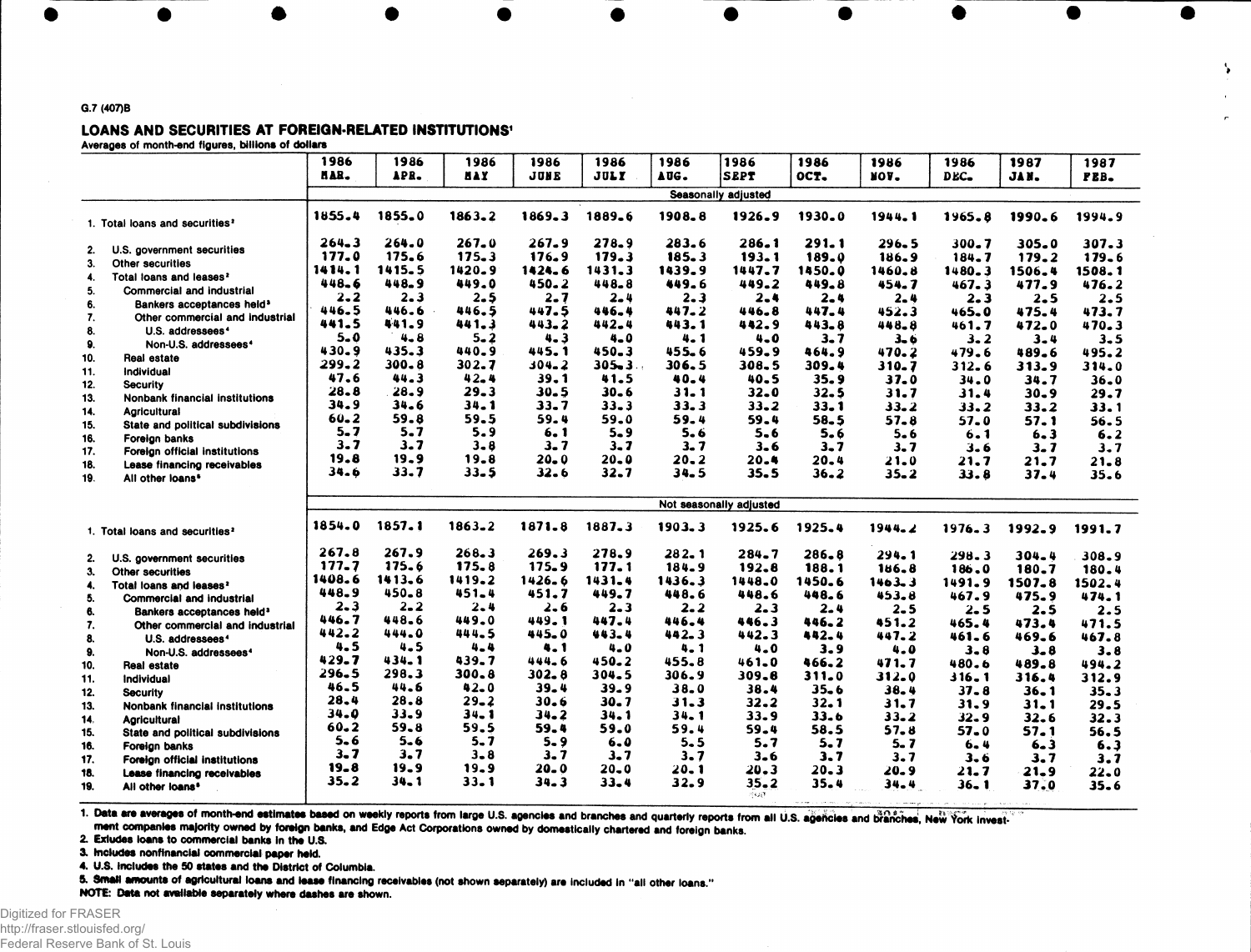G.7 (407)B

## LOANS AND SECURITIES AT FOREIGN-RELATED INSTITUTIONS[1]

Averages of month-end figures, billions of dollars

| | 1986 MAR. | 1986 APR. | 1986 MAY | 1986 JUNE | 1986 JULY | 1986 AUG. | 1986 SEPT | 1986 OCT. | 1986 NOV. | 1986 DEC. | 1987 JAN. | 1987 FEB. |
|---|---|---|---|---|---|---|---|---|---|---|---|---|
| | Seasonally adjusted | | | | | | | | | | | |
| 1. Total loans and securities[2] | 1855.4 | 1855.0 | 1863.2 | 1869.3 | 1889.6 | 1908.8 | 1926.9 | 1930.0 | 1944.1 | 1965.8 | 1990.6 | 1994.9 |
| 2. U.S. government securities | 264.3 | 264.0 | 267.0 | 267.9 | 278.9 | 283.6 | 286.1 | 291.1 | 296.5 | 300.7 | 305.0 | 307.3 |
| 3. Other securities | 177.0 | 175.6 | 175.3 | 176.9 | 179.3 | 185.3 | 193.1 | 189.0 | 186.9 | 184.7 | 179.2 | 179.6 |
| 4. Total loans and leases[2] | 1414.1 | 1415.5 | 1420.9 | 1424.6 | 1431.3 | 1439.9 | 1447.7 | 1450.0 | 1460.8 | 1480.3 | 1506.4 | 1508.1 |
| 5. Commercial and industrial | 448.6 | 448.9 | 449.0 | 450.2 | 448.8 | 449.6 | 449.2 | 449.8 | 454.7 | 467.3 | 477.9 | 476.2 |
| 6. Bankers acceptances held[3] | 2.2 | 2.3 | 2.5 | 2.7 | 2.4 | 2.3 | 2.4 | 2.4 | 2.4 | 2.3 | 2.5 | 2.5 |
| 7. Other commercial and industrial | 446.5 | 446.6 | 446.5 | 447.5 | 446.4 | 447.2 | 446.8 | 447.4 | 452.3 | 465.0 | 475.4 | 473.7 |
| 8. U.S. addressees[4] | 441.5 | 441.9 | 441.3 | 443.2 | 442.4 | 443.1 | 442.9 | 443.8 | 448.8 | 461.7 | 472.0 | 470.3 |
| 9. Non-U.S. addressees[4] | 5.0 | 4.8 | 5.2 | 4.3 | 4.0 | 4.1 | 4.0 | 3.7 | 3.6 | 3.2 | 3.4 | 3.5 |
| 10. Real estate | 430.9 | 435.3 | 440.9 | 445.1 | 450.3 | 455.6 | 459.9 | 464.9 | 470.2 | 479.6 | 489.6 | 495.2 |
| 11. Individual | 299.2 | 300.8 | 302.7 | 304.2 | 305.3 | 306.5 | 308.5 | 309.4 | 310.7 | 312.6 | 313.9 | 314.0 |
| 12. Security | 47.6 | 44.3 | 42.4 | 39.1 | 41.5 | 40.4 | 40.5 | 35.9 | 37.0 | 34.0 | 34.7 | 36.0 |
| 13. Nonbank financial institutions | 28.8 | 28.9 | 29.3 | 30.5 | 30.6 | 31.1 | 32.0 | 32.5 | 31.7 | 31.4 | 30.9 | 29.7 |
| 14. Agricultural | 34.9 | 34.6 | 34.1 | 33.7 | 33.3 | 33.3 | 33.2 | 33.1 | 33.2 | 33.2 | 33.2 | 33.1 |
| 15. State and political subdivisions | 60.2 | 59.8 | 59.5 | 59.4 | 59.0 | 59.4 | 59.4 | 58.5 | 57.8 | 57.0 | 57.1 | 56.5 |
| 16. Foreign banks | 5.7 | 5.7 | 5.9 | 6.1 | 5.9 | 5.6 | 5.6 | 5.6 | 5.6 | 6.1 | 6.3 | 6.2 |
| 17. Foreign official institutions | 3.7 | 3.7 | 3.8 | 3.7 | 3.7 | 3.7 | 3.6 | 3.7 | 3.7 | 3.6 | 3.7 | 3.7 |
| 18. Lease financing receivables | 19.8 | 19.9 | 19.8 | 20.0 | 20.0 | 20.2 | 20.4 | 20.4 | 21.0 | 21.7 | 21.7 | 21.8 |
| 19. All other loans[5] | 34.6 | 33.7 | 33.5 | 32.6 | 32.7 | 34.5 | 35.5 | 36.2 | 35.2 | 33.8 | 37.4 | 35.6 |
| | Not seasonally adjusted | | | | | | | | | | | |
| 1. Total loans and securities[2] | 1854.0 | 1857.1 | 1863.2 | 1871.8 | 1887.3 | 1903.3 | 1925.6 | 1925.4 | 1944.2 | 1976.3 | 1992.9 | 1991.7 |
| 2. U.S. government securities | 267.8 | 267.9 | 268.3 | 269.3 | 278.9 | 282.1 | 284.7 | 286.8 | 294.1 | 298.3 | 304.4 | 308.9 |
| 3. Other securities | 177.7 | 175.6 | 175.8 | 175.9 | 177.1 | 184.9 | 192.8 | 188.1 | 186.8 | 186.0 | 180.7 | 180.4 |
| 4. Total loans and leases[2] | 1408.6 | 1413.6 | 1419.2 | 1426.6 | 1431.4 | 1436.3 | 1448.0 | 1450.6 | 1463.3 | 1491.9 | 1507.8 | 1502.4 |
| 5. Commercial and industrial | 448.9 | 450.8 | 451.4 | 451.7 | 449.7 | 448.6 | 448.6 | 448.6 | 453.8 | 467.9 | 475.9 | 474.1 |
| 6. Bankers acceptances held[3] | 2.3 | 2.2 | 2.4 | 2.6 | 2.3 | 2.2 | 2.3 | 2.4 | 2.5 | 2.5 | 2.5 | 2.5 |
| 7. Other commercial and industrial | 446.7 | 448.6 | 449.0 | 449.1 | 447.4 | 446.4 | 446.3 | 446.2 | 451.2 | 465.4 | 473.4 | 471.5 |
| 8. U.S. addressees[4] | 442.2 | 444.0 | 444.5 | 445.0 | 443.4 | 442.3 | 442.3 | 442.4 | 447.2 | 461.6 | 469.6 | 467.8 |
| 9. Non-U.S. addressees[4] | 4.5 | 4.5 | 4.4 | 4.1 | 4.0 | 4.1 | 4.0 | 3.9 | 4.0 | 3.8 | 3.8 | 3.8 |
| 10. Real estate | 429.7 | 434.1 | 439.7 | 444.6 | 450.2 | 455.8 | 461.0 | 466.2 | 471.7 | 480.6 | 489.8 | 494.2 |
| 11. Individual | 296.5 | 298.3 | 300.8 | 302.8 | 304.5 | 306.9 | 309.8 | 311.0 | 312.0 | 316.1 | 316.4 | 312.9 |
| 12. Security | 46.5 | 44.6 | 42.0 | 39.4 | 39.9 | 38.0 | 38.4 | 35.6 | 38.4 | 37.8 | 36.1 | 35.3 |
| 13. Nonbank financial institutions | 28.4 | 28.8 | 29.2 | 30.6 | 30.7 | 31.3 | 32.2 | 32.1 | 31.7 | 31.9 | 31.1 | 29.5 |
| 14. Agricultural | 34.0 | 33.9 | 34.1 | 34.2 | 34.1 | 34.1 | 33.9 | 33.6 | 33.2 | 32.9 | 32.6 | 32.3 |
| 15. State and political subdivisions | 60.2 | 59.8 | 59.5 | 59.4 | 59.0 | 59.4 | 59.4 | 58.5 | 57.8 | 57.0 | 57.1 | 56.5 |
| 16. Foreign banks | 5.6 | 5.6 | 5.7 | 5.9 | 6.0 | 5.5 | 5.7 | 5.7 | 5.7 | 6.4 | 6.3 | 6.3 |
| 17. Foreign official institutions | 3.7 | 3.7 | 3.8 | 3.7 | 3.7 | 3.7 | 3.6 | 3.7 | 3.7 | 3.6 | 3.7 | 3.7 |
| 18. Lease financing receivables | 19.8 | 19.9 | 19.9 | 20.0 | 20.0 | 20.1 | 20.3 | 20.3 | 20.9 | 21.7 | 21.9 | 22.0 |
| 19. All other loans[5] | 35.2 | 34.1 | 33.1 | 34.3 | 33.4 | 32.9 | 35.2 | 35.4 | 34.4 | 36.1 | 37.0 | 35.6 |

1. Data are averages of month-end estimates based on weekly reports from large U.S. agencies and branches and quarterly reports from all U.S. agencies and branches, New York investment companies majority owned by foreign banks, and Edge Act Corporations owned by domestically chartered and foreign banks.
2. Exludes loans to commercial banks in the U.S.
3. Includes nonfinancial commercial paper held.
4. U.S. includes the 50 states and the District of Columbia.
5. Small amounts of agricultural loans and lease financing receivables (not shown separately) are included in "all other loans."

NOTE: Data not available separately where dashes are shown.